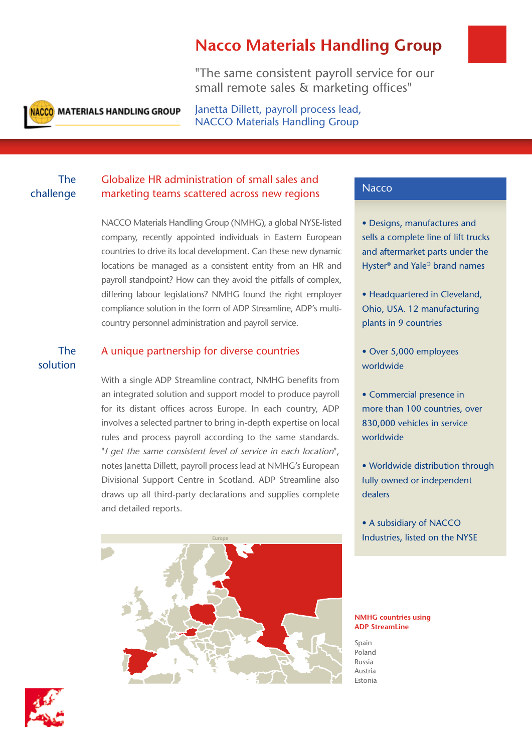# Nacco Materials Handling Group

"The same consistent payroll service for our small remote sales & marketing offices"

Janetta Dillett, payroll process lead, NACCO Materials Handling Group

## The challenge

### Globalize HR administration of small sales and marketing teams scattered across new regions

NACCO Materials Handling Group (NMHG), a global NYSE-listed company, recently appointed individuals in Eastern European countries to drive its local development. Can these new dynamic locations be managed as a consistent entity from an HR and payroll standpoint? How can they avoid the pitfalls of complex, differing labour legislations? NMHG found the right employer compliance solution in the form of ADP Streamline, ADP's multi-country personnel administration and payroll service.

## The solution

### A unique partnership for diverse countries

With a single ADP Streamline contract, NMHG benefits from an integrated solution and support model to produce payroll for its distant offices across Europe. In each country, ADP involves a selected partner to bring in-depth expertise on local rules and process payroll according to the same standards. "*I get the same consistent level of service in each location*", notes Janetta Dillett, payroll process lead at NMHG's European Divisional Support Centre in Scotland. ADP Streamline also draws up all third-party declarations and supplies complete and detailed reports.

Europe

## Nacco

- Designs, manufactures and sells a complete line of lift trucks and aftermarket parts under the Hyster® and Yale® brand names
- Headquartered in Cleveland, Ohio, USA. 12 manufacturing plants in 9 countries
- Over 5,000 employees worldwide
- Commercial presence in more than 100 countries, over 830,000 vehicles in service worldwide
- Worldwide distribution through fully owned or independent dealers
- A subsidiary of NACCO Industries, listed on the NYSE

**NMHG countries using ADP StreamLine**

Spain
Poland
Russia
Austria
Estonia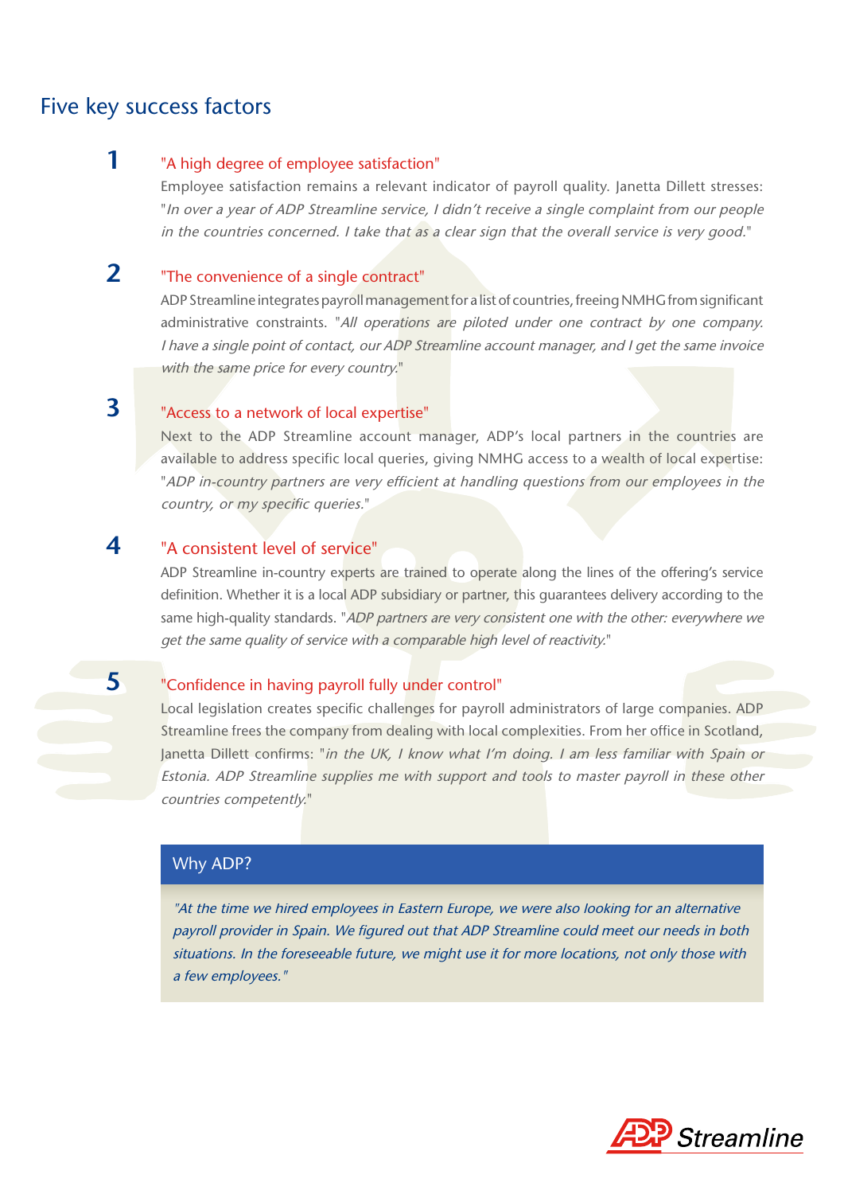## Five key success factors

**1** "A high degree of employee satisfaction"

Employee satisfaction remains a relevant indicator of payroll quality. Janetta Dillett stresses: "*In over a year of ADP Streamline service, I didn't receive a single complaint from our people in the countries concerned. I take that as a clear sign that the overall service is very good.*"

**2** "The convenience of a single contract"

ADP Streamline integrates payroll management for a list of countries, freeing NMHG from significant administrative constraints. "*All operations are piloted under one contract by one company. I have a single point of contact, our ADP Streamline account manager, and I get the same invoice with the same price for every country.*"

**3** "Access to a network of local expertise"

Next to the ADP Streamline account manager, ADP's local partners in the countries are available to address specific local queries, giving NMHG access to a wealth of local expertise: "*ADP in-country partners are very efficient at handling questions from our employees in the country, or my specific queries.*"

**4** "A consistent level of service"

ADP Streamline in-country experts are trained to operate along the lines of the offering's service definition. Whether it is a local ADP subsidiary or partner, this guarantees delivery according to the same high-quality standards. "*ADP partners are very consistent one with the other: everywhere we get the same quality of service with a comparable high level of reactivity.*"

**5** "Confidence in having payroll fully under control"

Local legislation creates specific challenges for payroll administrators of large companies. ADP Streamline frees the company from dealing with local complexities. From her office in Scotland, Janetta Dillett confirms: "*in the UK, I know what I'm doing. I am less familiar with Spain or Estonia. ADP Streamline supplies me with support and tools to master payroll in these other countries competently.*"

### Why ADP?

*"At the time we hired employees in Eastern Europe, we were also looking for an alternative payroll provider in Spain. We figured out that ADP Streamline could meet our needs in both situations. In the foreseeable future, we might use it for more locations, not only those with a few employees."*

ADP Streamline